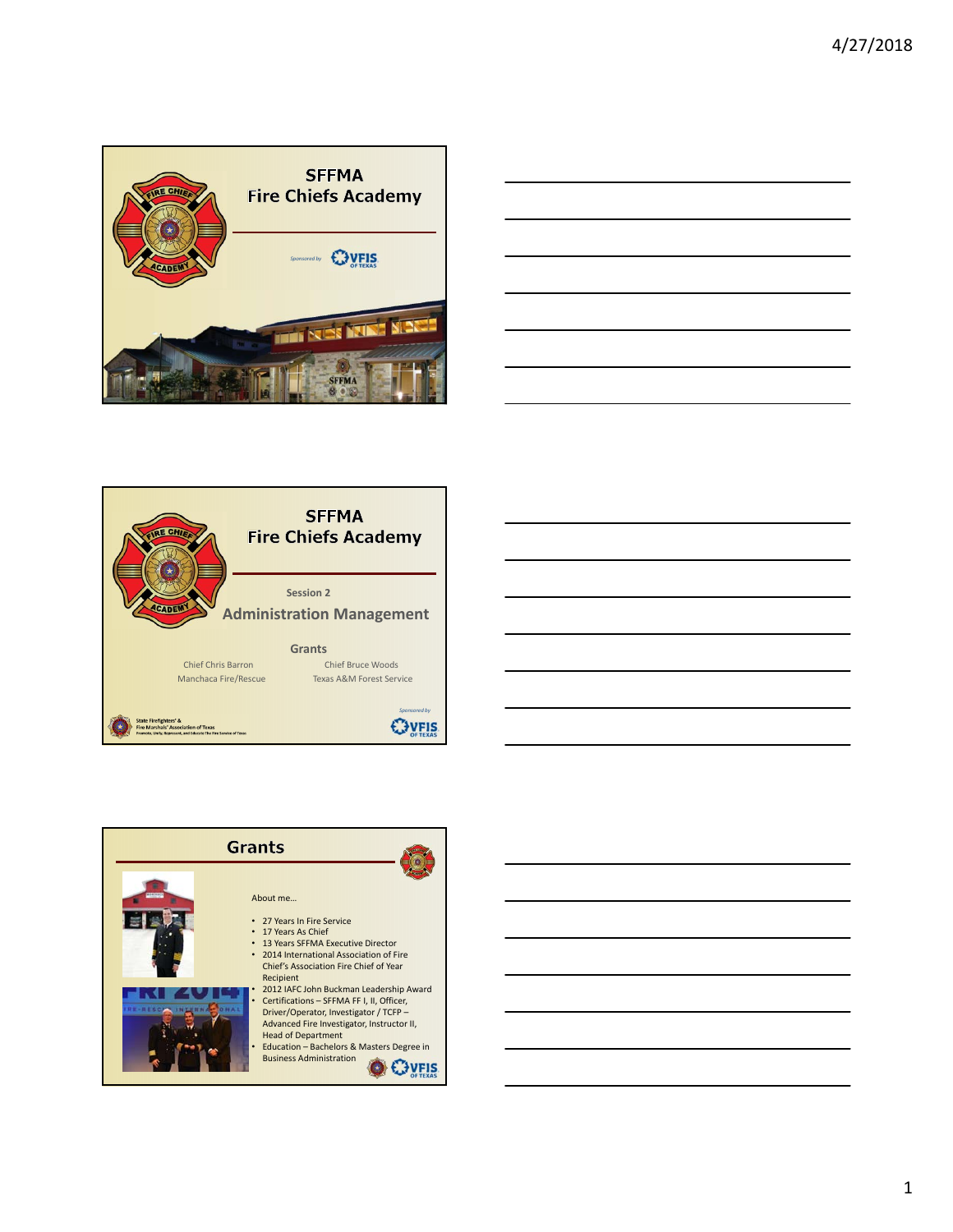## SFFMA Fire Chiefs Academy

Sponsored by VFIS OF TEXAS

---

## SFFMA Fire Chiefs Academy

Session 2

### Administration Management

Grants

Chief Chris Barron
Manchaca Fire/Rescue

Chief Bruce Woods
Texas A&M Forest Service

State Firefighters' & Fire Marshals' Association of Texas

Sponsored by VFIS OF TEXAS

---

## Grants

About me…

- 27 Years In Fire Service
- 17 Years As Chief
- 13 Years SFFMA Executive Director
- 2014 International Association of Fire Chief's Association Fire Chief of Year Recipient
- 2012 IAFC John Buckman Leadership Award
- Certifications – SFFMA FF I, II, Officer, Driver/Operator, Investigator / TCFP – Advanced Fire Investigator, Instructor II, Head of Department
- Education – Bachelors & Masters Degree in Business Administration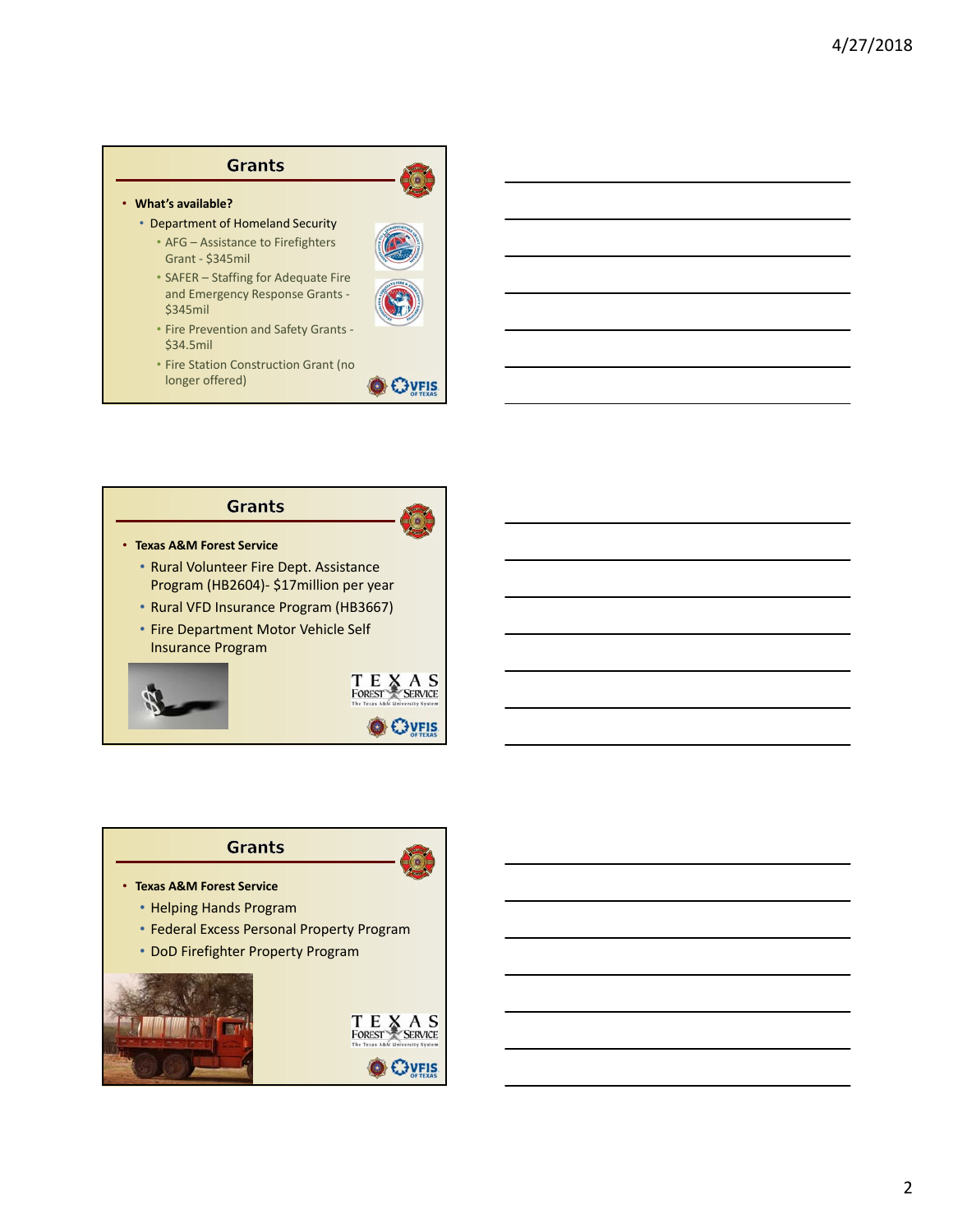## Grants

- **What's available?**
  - Department of Homeland Security
    - AFG – Assistance to Firefighters Grant - $345mil
    - SAFER – Staffing for Adequate Fire and Emergency Response Grants - $345mil
    - Fire Prevention and Safety Grants - $34.5mil
    - Fire Station Construction Grant (no longer offered)

## Grants

- **Texas A&M Forest Service**
  - Rural Volunteer Fire Dept. Assistance Program (HB2604)- $17million per year
  - Rural VFD Insurance Program (HB3667)
  - Fire Department Motor Vehicle Self Insurance Program

## Grants

- **Texas A&M Forest Service**
  - Helping Hands Program
  - Federal Excess Personal Property Program
  - DoD Firefighter Property Program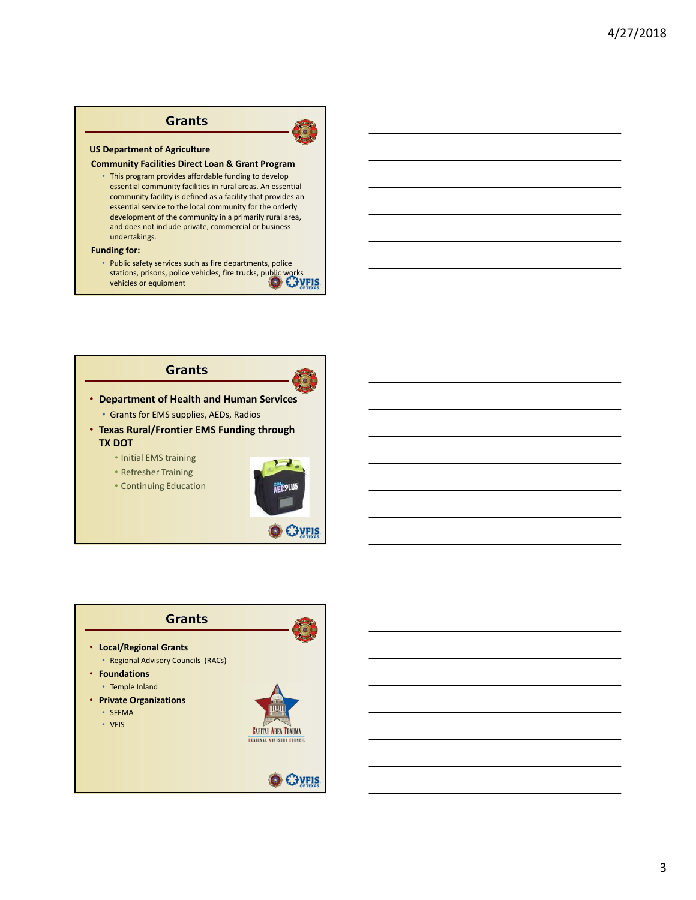## Grants

**US Department of Agriculture**

**Community Facilities Direct Loan & Grant Program**

- This program provides affordable funding to develop essential community facilities in rural areas. An essential community facility is defined as a facility that provides an essential service to the local community for the orderly development of the community in a primarily rural area, and does not include private, commercial or business undertakings.

**Funding for:**

- Public safety services such as fire departments, police stations, prisons, police vehicles, fire trucks, public works vehicles or equipment

## Grants

- **Department of Health and Human Services**
  - Grants for EMS supplies, AEDs, Radios
- **Texas Rural/Frontier EMS Funding through TX DOT**
  - Initial EMS training
  - Refresher Training
  - Continuing Education

## Grants

- **Local/Regional Grants**
  - Regional Advisory Councils (RACs)
- **Foundations**
  - Temple Inland
- **Private Organizations**
  - SFFMA
  - VFIS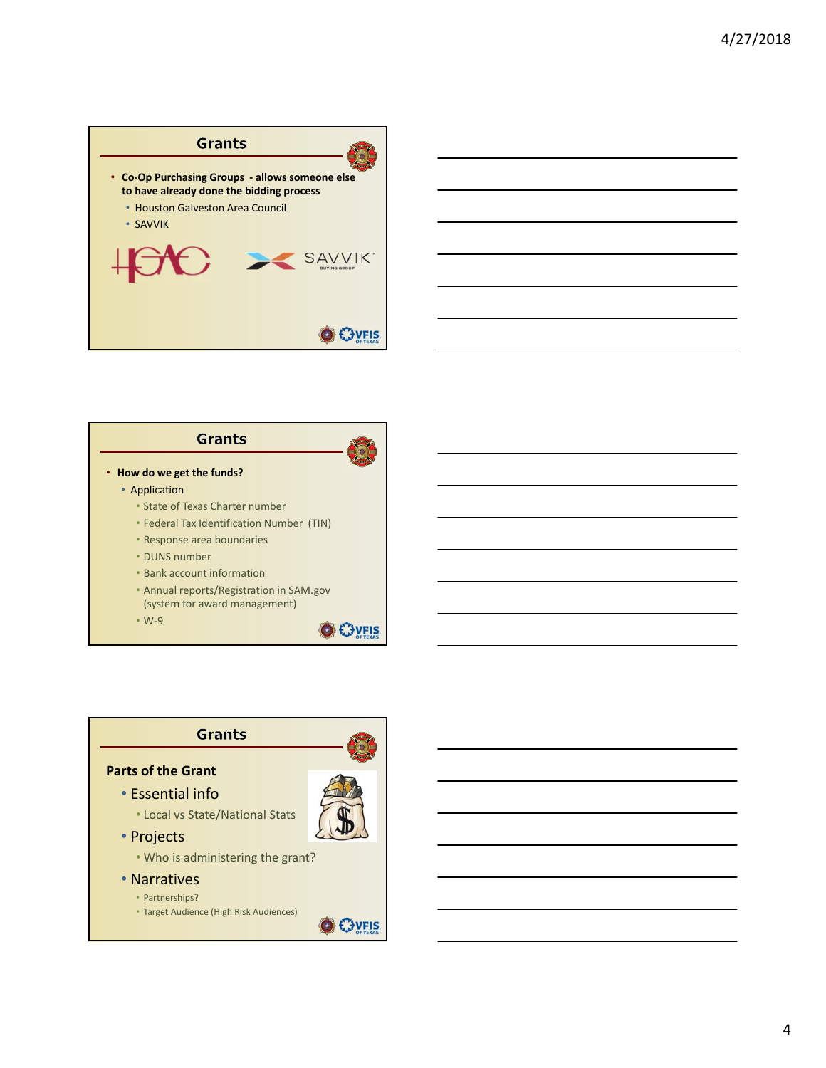## Grants

- **Co-Op Purchasing Groups - allows someone else to have already done the bidding process**
  - Houston Galveston Area Council
  - SAVVIK

## Grants

- **How do we get the funds?**
  - Application
    - State of Texas Charter number
    - Federal Tax Identification Number (TIN)
    - Response area boundaries
    - DUNS number
    - Bank account information
    - Annual reports/Registration in SAM.gov (system for award management)
    - W-9

## Grants

**Parts of the Grant**

- Essential info
  - Local vs State/National Stats
- Projects
  - Who is administering the grant?
- Narratives
  - Partnerships?
  - Target Audience (High Risk Audiences)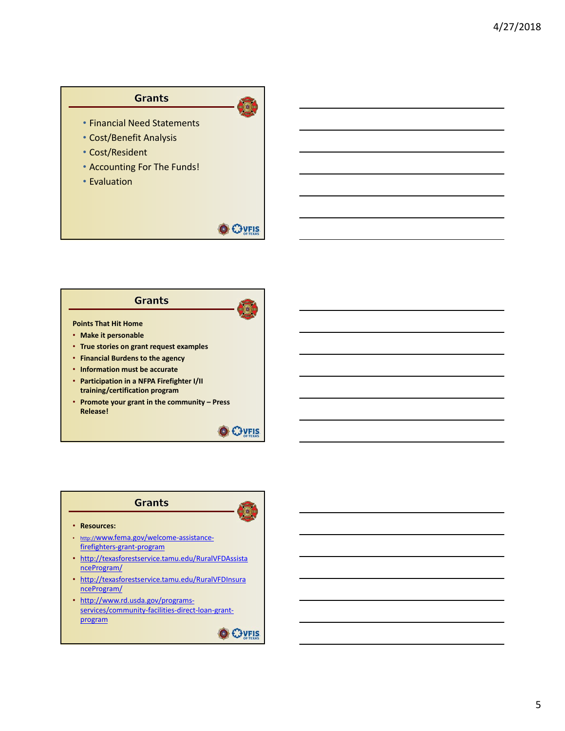## Grants

- Financial Need Statements
- Cost/Benefit Analysis
- Cost/Resident
- Accounting For The Funds!
- Evaluation

## Grants

**Points That Hit Home**

- **Make it personable**
- **True stories on grant request examples**
- **Financial Burdens to the agency**
- **Information must be accurate**
- **Participation in a NFPA Firefighter I/II training/certification program**
- **Promote your grant in the community – Press Release!**

## Grants

- **Resources:**
- http://www.fema.gov/welcome-assistance-firefighters-grant-program
- http://texasforestservice.tamu.edu/RuralVFDAssistanceProgram/
- http://texasforestservice.tamu.edu/RuralVFDInsuranceProgram/
- http://www.rd.usda.gov/programs-services/community-facilities-direct-loan-grant-program